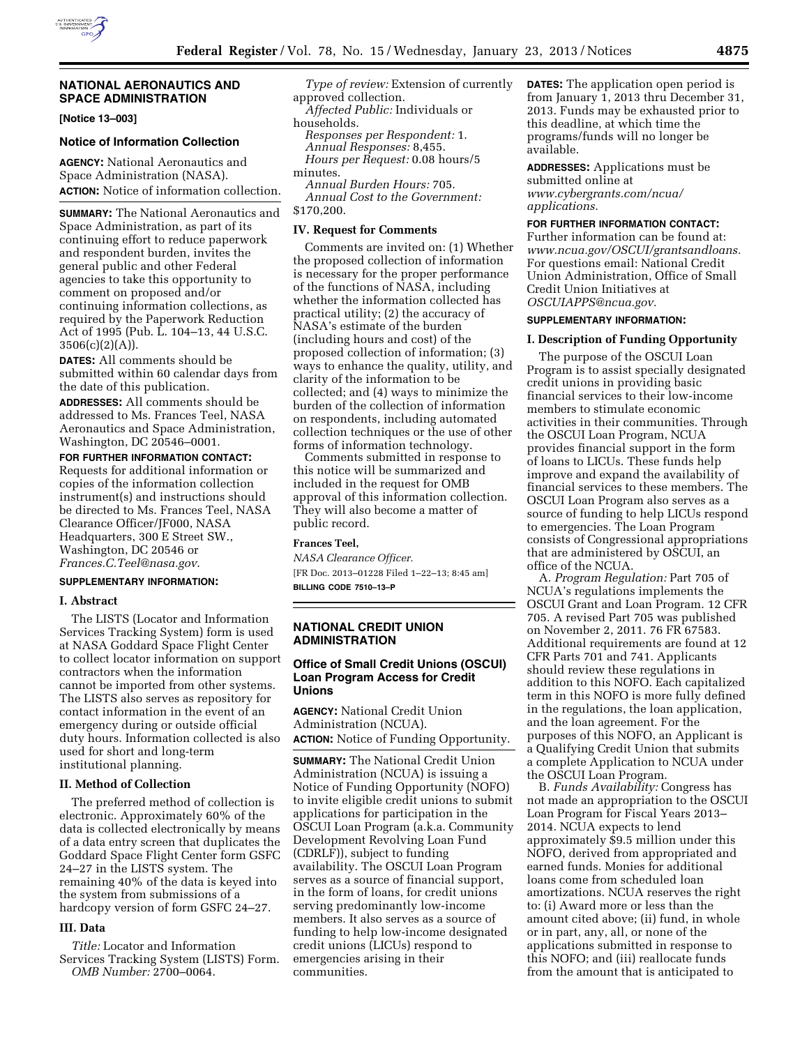## NATIONAL AERONAUTICS AND SPACE ADMINISTRATION

**[Notice 13–003]**

### Notice of Information Collection

**AGENCY:** National Aeronautics and Space Administration (NASA).

**ACTION:** Notice of information collection.

**SUMMARY:** The National Aeronautics and Space Administration, as part of its continuing effort to reduce paperwork and respondent burden, invites the general public and other Federal agencies to take this opportunity to comment on proposed and/or continuing information collections, as required by the Paperwork Reduction Act of 1995 (Pub. L. 104–13, 44 U.S.C. 3506(c)(2)(A)).

**DATES:** All comments should be submitted within 60 calendar days from the date of this publication.

**ADDRESSES:** All comments should be addressed to Ms. Frances Teel, NASA Aeronautics and Space Administration, Washington, DC 20546–0001.

**FOR FURTHER INFORMATION CONTACT:** Requests for additional information or copies of the information collection instrument(s) and instructions should be directed to Ms. Frances Teel, NASA Clearance Officer/JF000, NASA Headquarters, 300 E Street SW., Washington, DC 20546 or *Frances.C.Teel@nasa.gov*.

**SUPPLEMENTARY INFORMATION:**

#### I. Abstract

The LISTS (Locator and Information Services Tracking System) form is used at NASA Goddard Space Flight Center to collect locator information on support contractors when the information cannot be imported from other systems. The LISTS also serves as repository for contact information in the event of an emergency during or outside official duty hours. Information collected is also used for short and long-term institutional planning.

#### II. Method of Collection

The preferred method of collection is electronic. Approximately 60% of the data is collected electronically by means of a data entry screen that duplicates the Goddard Space Flight Center form GSFC 24–27 in the LISTS system. The remaining 40% of the data is keyed into the system from submissions of a hardcopy version of form GSFC 24–27.

#### III. Data

*Title:* Locator and Information Services Tracking System (LISTS) Form.

*OMB Number:* 2700–0064.

*Type of review:* Extension of currently approved collection.

*Affected Public:* Individuals or households.

*Responses per Respondent:* 1.

*Annual Responses:* 8,455.

*Hours per Request:* 0.08 hours/5 minutes.

*Annual Burden Hours:* 705.

*Annual Cost to the Government:* \$170,200.

#### IV. Request for Comments

Comments are invited on: (1) Whether the proposed collection of information is necessary for the proper performance of the functions of NASA, including whether the information collected has practical utility; (2) the accuracy of NASA's estimate of the burden (including hours and cost) of the proposed collection of information; (3) ways to enhance the quality, utility, and clarity of the information to be collected; and (4) ways to minimize the burden of the collection of information on respondents, including automated collection techniques or the use of other forms of information technology.

Comments submitted in response to this notice will be summarized and included in the request for OMB approval of this information collection. They will also become a matter of public record.

**Frances Teel,**

*NASA Clearance Officer.*

[FR Doc. 2013–01228 Filed 1–22–13; 8:45 am]

**BILLING CODE 7510–13–P**

## NATIONAL CREDIT UNION ADMINISTRATION

### Office of Small Credit Unions (OSCUI) Loan Program Access for Credit Unions

**AGENCY:** National Credit Union Administration (NCUA).

**ACTION:** Notice of Funding Opportunity.

**SUMMARY:** The National Credit Union Administration (NCUA) is issuing a Notice of Funding Opportunity (NOFO) to invite eligible credit unions to submit applications for participation in the OSCUI Loan Program (a.k.a. Community Development Revolving Loan Fund (CDRLF)), subject to funding availability. The OSCUI Loan Program serves as a source of financial support, in the form of loans, for credit unions serving predominantly low-income members. It also serves as a source of funding to help low-income designated credit unions (LICUs) respond to emergencies arising in their communities.

**DATES:** The application open period is from January 1, 2013 thru December 31, 2013. Funds may be exhausted prior to this deadline, at which time the programs/funds will no longer be available.

**ADDRESSES:** Applications must be submitted online at *www.cybergrants.com/ncua/applications.*

**FOR FURTHER INFORMATION CONTACT:** Further information can be found at: *www.ncua.gov/OSCUI/grantsandloans.* For questions email: National Credit Union Administration, Office of Small Credit Union Initiatives at *OSCUIAPPS@ncua.gov.*

**SUPPLEMENTARY INFORMATION:**

#### I. Description of Funding Opportunity

The purpose of the OSCUI Loan Program is to assist specially designated credit unions in providing basic financial services to their low-income members to stimulate economic activities in their communities. Through the OSCUI Loan Program, NCUA provides financial support in the form of loans to LICUs. These funds help improve and expand the availability of financial services to these members. The OSCUI Loan Program also serves as a source of funding to help LICUs respond to emergencies. The Loan Program consists of Congressional appropriations that are administered by OSCUI, an office of the NCUA.

A. *Program Regulation:* Part 705 of NCUA's regulations implements the OSCUI Grant and Loan Program. 12 CFR 705. A revised Part 705 was published on November 2, 2011. 76 FR 67583. Additional requirements are found at 12 CFR Parts 701 and 741. Applicants should review these regulations in addition to this NOFO. Each capitalized term in this NOFO is more fully defined in the regulations, the loan application, and the loan agreement. For the purposes of this NOFO, an Applicant is a Qualifying Credit Union that submits a complete Application to NCUA under the OSCUI Loan Program.

B. *Funds Availability:* Congress has not made an appropriation to the OSCUI Loan Program for Fiscal Years 2013–2014. NCUA expects to lend approximately \$9.5 million under this NOFO, derived from appropriated and earned funds. Monies for additional loans come from scheduled loan amortizations. NCUA reserves the right to: (i) Award more or less than the amount cited above; (ii) fund, in whole or in part, any, all, or none of the applications submitted in response to this NOFO; and (iii) reallocate funds from the amount that is anticipated to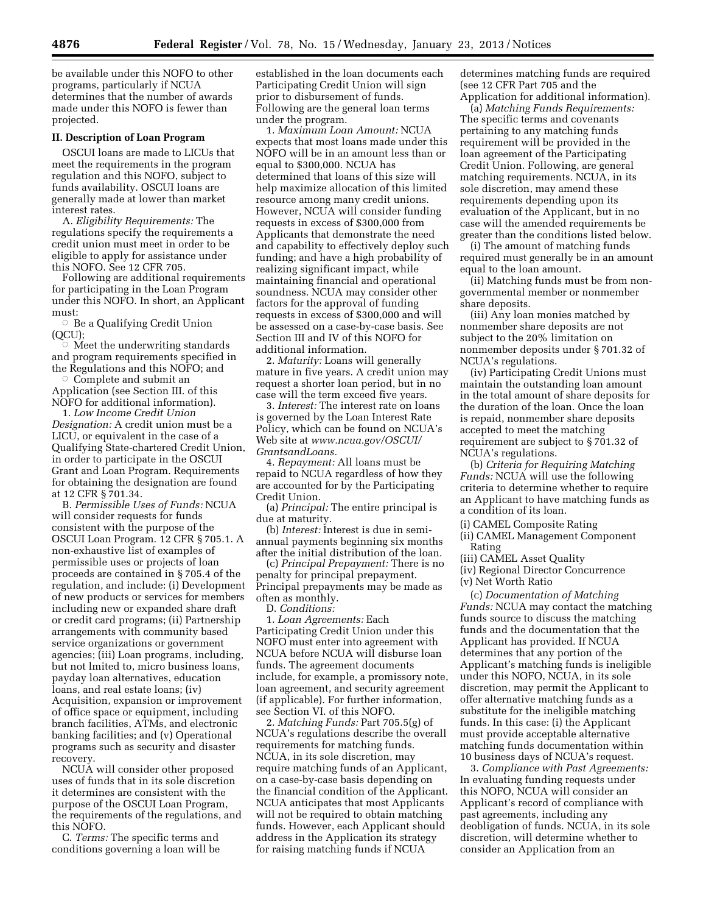be available under this NOFO to other programs, particularly if NCUA determines that the number of awards made under this NOFO is fewer than projected.

**II. Description of Loan Program**

OSCUI loans are made to LICUs that meet the requirements in the program regulation and this NOFO, subject to funds availability. OSCUI loans are generally made at lower than market interest rates.

A. *Eligibility Requirements:* The regulations specify the requirements a credit union must meet in order to be eligible to apply for assistance under this NOFO. See 12 CFR 705.

Following are additional requirements for participating in the Loan Program under this NOFO. In short, an Applicant must:

○ Be a Qualifying Credit Union (QCU);

○ Meet the underwriting standards and program requirements specified in the Regulations and this NOFO; and

○ Complete and submit an Application (see Section III. of this NOFO for additional information).

1. *Low Income Credit Union Designation:* A credit union must be a LICU, or equivalent in the case of a Qualifying State-chartered Credit Union, in order to participate in the OSCUI Grant and Loan Program. Requirements for obtaining the designation are found at 12 CFR § 701.34.

B. *Permissible Uses of Funds:* NCUA will consider requests for funds consistent with the purpose of the OSCUI Loan Program. 12 CFR § 705.1. A non-exhaustive list of examples of permissible uses or projects of loan proceeds are contained in § 705.4 of the regulation, and include: (i) Development of new products or services for members including new or expanded share draft or credit card programs; (ii) Partnership arrangements with community based service organizations or government agencies; (iii) Loan programs, including, but not lmited to, micro business loans, payday loan alternatives, education loans, and real estate loans; (iv) Acquisition, expansion or improvement of office space or equipment, including branch facilities, ATMs, and electronic banking facilities; and (v) Operational programs such as security and disaster recovery.

NCUA will consider other proposed uses of funds that in its sole discretion it determines are consistent with the purpose of the OSCUI Loan Program, the requirements of the regulations, and this NOFO.

C. *Terms:* The specific terms and conditions governing a loan will be established in the loan documents each Participating Credit Union will sign prior to disbursement of funds. Following are the general loan terms under the program.

1. *Maximum Loan Amount:* NCUA expects that most loans made under this NOFO will be in an amount less than or equal to $300,000. NCUA has determined that loans of this size will help maximize allocation of this limited resource among many credit unions. However, NCUA will consider funding requests in excess of $300,000 from Applicants that demonstrate the need and capability to effectively deploy such funding; and have a high probability of realizing significant impact, while maintaining financial and operational soundness. NCUA may consider other factors for the approval of funding requests in excess of $300,000 and will be assessed on a case-by-case basis. See Section III and IV of this NOFO for additional information.

2. *Maturity:* Loans will generally mature in five years. A credit union may request a shorter loan period, but in no case will the term exceed five years.

3. *Interest:* The interest rate on loans is governed by the Loan Interest Rate Policy, which can be found on NCUA's Web site at *www.ncua.gov/OSCUI/GrantsandLoans.*

4. *Repayment:* All loans must be repaid to NCUA regardless of how they are accounted for by the Participating Credit Union.

(a) *Principal:* The entire principal is due at maturity.

(b) *Interest:* Interest is due in semi-annual payments beginning six months after the initial distribution of the loan.

(c) *Principal Prepayment:* There is no penalty for principal prepayment. Principal prepayments may be made as often as monthly.

D. *Conditions:*

1. *Loan Agreements:* Each Participating Credit Union under this NOFO must enter into agreement with NCUA before NCUA will disburse loan funds. The agreement documents include, for example, a promissory note, loan agreement, and security agreement (if applicable). For further information, see Section VI. of this NOFO.

2. *Matching Funds:* Part 705.5(g) of NCUA's regulations describe the overall requirements for matching funds. NCUA, in its sole discretion, may require matching funds of an Applicant, on a case-by-case basis depending on the financial condition of the Applicant. NCUA anticipates that most Applicants will not be required to obtain matching funds. However, each Applicant should address in the Application its strategy for raising matching funds if NCUA determines matching funds are required (see 12 CFR Part 705 and the Application for additional information).

(a) *Matching Funds Requirements:* The specific terms and covenants pertaining to any matching funds requirement will be provided in the loan agreement of the Participating Credit Union. Following, are general matching requirements. NCUA, in its sole discretion, may amend these requirements depending upon its evaluation of the Applicant, but in no case will the amended requirements be greater than the conditions listed below.

(i) The amount of matching funds required must generally be in an amount equal to the loan amount.

(ii) Matching funds must be from non-governmental member or nonmember share deposits.

(iii) Any loan monies matched by nonmember share deposits are not subject to the 20% limitation on nonmember deposits under § 701.32 of NCUA's regulations.

(iv) Participating Credit Unions must maintain the outstanding loan amount in the total amount of share deposits for the duration of the loan. Once the loan is repaid, nonmember share deposits accepted to meet the matching requirement are subject to § 701.32 of NCUA's regulations.

(b) *Criteria for Requiring Matching Funds:* NCUA will use the following criteria to determine whether to require an Applicant to have matching funds as a condition of its loan.

(i) CAMEL Composite Rating
(ii) CAMEL Management Component Rating
(iii) CAMEL Asset Quality
(iv) Regional Director Concurrence
(v) Net Worth Ratio

(c) *Documentation of Matching Funds:* NCUA may contact the matching funds source to discuss the matching funds and the documentation that the Applicant has provided. If NCUA determines that any portion of the Applicant's matching funds is ineligible under this NOFO, NCUA, in its sole discretion, may permit the Applicant to offer alternative matching funds as a substitute for the ineligible matching funds. In this case: (i) the Applicant must provide acceptable alternative matching funds documentation within 10 business days of NCUA's request.

3. *Compliance with Past Agreements:* In evaluating funding requests under this NOFO, NCUA will consider an Applicant's record of compliance with past agreements, including any deobligation of funds. NCUA, in its sole discretion, will determine whether to consider an Application from an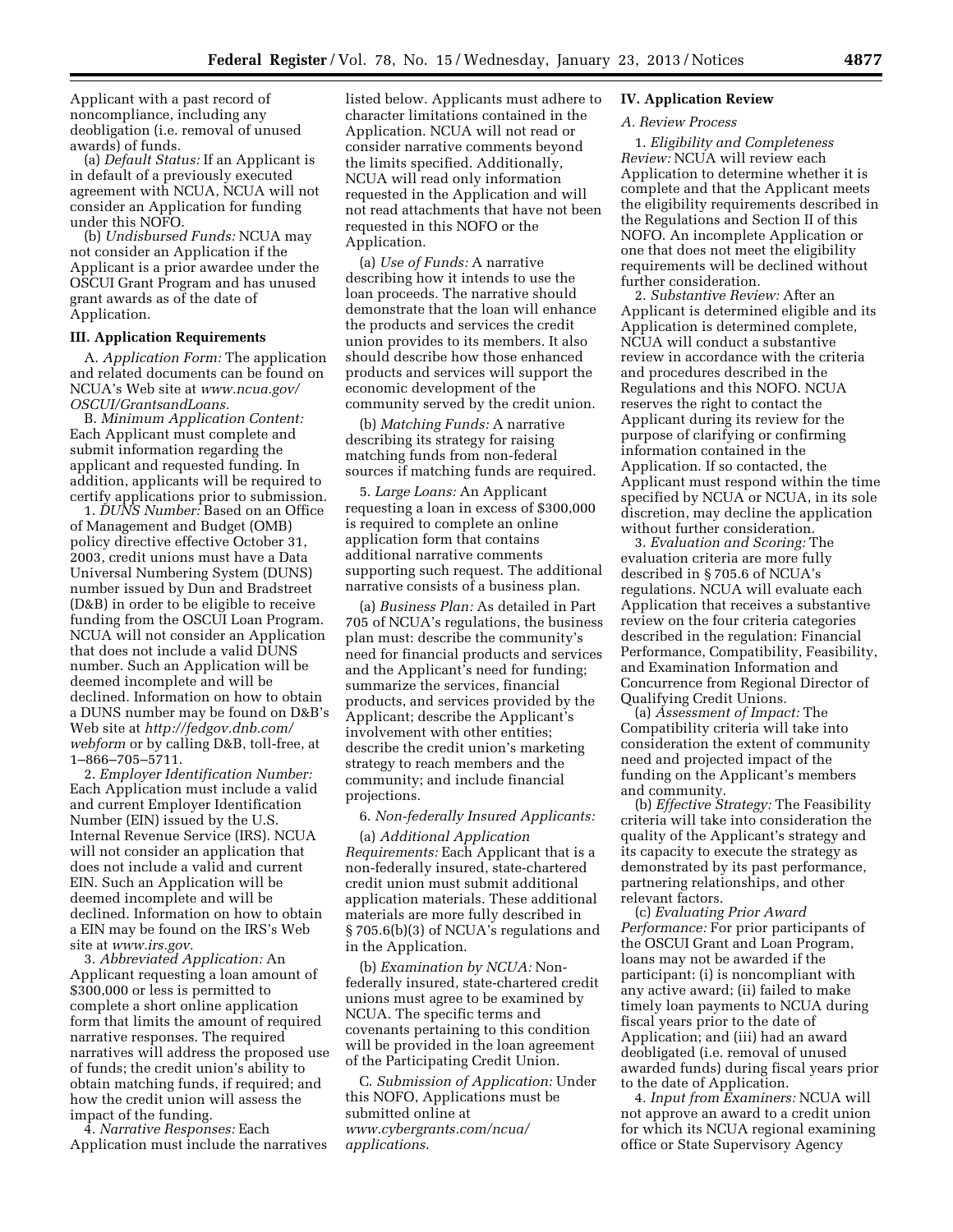Applicant with a past record of noncompliance, including any deobligation (i.e. removal of unused awards) of funds.

(a) *Default Status:* If an Applicant is in default of a previously executed agreement with NCUA, NCUA will not consider an Application for funding under this NOFO.

(b) *Undisbursed Funds:* NCUA may not consider an Application if the Applicant is a prior awardee under the OSCUI Grant Program and has unused grant awards as of the date of Application.

## III. Application Requirements

A. *Application Form:* The application and related documents can be found on NCUA's Web site at *www.ncua.gov/OSCUI/GrantsandLoans.*

B. *Minimum Application Content:* Each Applicant must complete and submit information regarding the applicant and requested funding. In addition, applicants will be required to certify applications prior to submission.

1. *DUNS Number:* Based on an Office of Management and Budget (OMB) policy directive effective October 31, 2003, credit unions must have a Data Universal Numbering System (DUNS) number issued by Dun and Bradstreet (D&B) in order to be eligible to receive funding from the OSCUI Loan Program. NCUA will not consider an Application that does not include a valid DUNS number. Such an Application will be deemed incomplete and will be declined. Information on how to obtain a DUNS number may be found on D&B's Web site at *http://fedgov.dnb.com/webform* or by calling D&B, toll-free, at 1–866–705–5711.

2. *Employer Identification Number:* Each Application must include a valid and current Employer Identification Number (EIN) issued by the U.S. Internal Revenue Service (IRS). NCUA will not consider an application that does not include a valid and current EIN. Such an Application will be deemed incomplete and will be declined. Information on how to obtain a EIN may be found on the IRS's Web site at *www.irs.gov.*

3. *Abbreviated Application:* An Applicant requesting a loan amount of $300,000 or less is permitted to complete a short online application form that limits the amount of required narrative responses. The required narratives will address the proposed use of funds; the credit union's ability to obtain matching funds, if required; and how the credit union will assess the impact of the funding.

4. *Narrative Responses:* Each Application must include the narratives listed below. Applicants must adhere to character limitations contained in the Application. NCUA will not read or consider narrative comments beyond the limits specified. Additionally, NCUA will read only information requested in the Application and will not read attachments that have not been requested in this NOFO or the Application.

(a) *Use of Funds:* A narrative describing how it intends to use the loan proceeds. The narrative should demonstrate that the loan will enhance the products and services the credit union provides to its members. It also should describe how those enhanced products and services will support the economic development of the community served by the credit union.

(b) *Matching Funds:* A narrative describing its strategy for raising matching funds from non-federal sources if matching funds are required.

5. *Large Loans:* An Applicant requesting a loan in excess of $300,000 is required to complete an online application form that contains additional narrative comments supporting such request. The additional narrative consists of a business plan.

(a) *Business Plan:* As detailed in Part 705 of NCUA's regulations, the business plan must: describe the community's need for financial products and services and the Applicant's need for funding; summarize the services, financial products, and services provided by the Applicant; describe the Applicant's involvement with other entities; describe the credit union's marketing strategy to reach members and the community; and include financial projections.

6. *Non-federally Insured Applicants:*

(a) *Additional Application Requirements:* Each Applicant that is a non-federally insured, state-chartered credit union must submit additional application materials. These additional materials are more fully described in § 705.6(b)(3) of NCUA's regulations and in the Application.

(b) *Examination by NCUA:* Non-federally insured, state-chartered credit unions must agree to be examined by NCUA. The specific terms and covenants pertaining to this condition will be provided in the loan agreement of the Participating Credit Union.

C. *Submission of Application:* Under this NOFO, Applications must be submitted online at *www.cybergrants.com/ncua/applications.*

## IV. Application Review

### *A. Review Process*

1. *Eligibility and Completeness Review:* NCUA will review each Application to determine whether it is complete and that the Applicant meets the eligibility requirements described in the Regulations and Section II of this NOFO. An incomplete Application or one that does not meet the eligibility requirements will be declined without further consideration.

2. *Substantive Review:* After an Applicant is determined eligible and its Application is determined complete, NCUA will conduct a substantive review in accordance with the criteria and procedures described in the Regulations and this NOFO. NCUA reserves the right to contact the Applicant during its review for the purpose of clarifying or confirming information contained in the Application. If so contacted, the Applicant must respond within the time specified by NCUA or NCUA, in its sole discretion, may decline the application without further consideration.

3. *Evaluation and Scoring:* The evaluation criteria are more fully described in § 705.6 of NCUA's regulations. NCUA will evaluate each Application that receives a substantive review on the four criteria categories described in the regulation: Financial Performance, Compatibility, Feasibility, and Examination Information and Concurrence from Regional Director of Qualifying Credit Unions.

(a) *Assessment of Impact:* The Compatibility criteria will take into consideration the extent of community need and projected impact of the funding on the Applicant's members and community.

(b) *Effective Strategy:* The Feasibility criteria will take into consideration the quality of the Applicant's strategy and its capacity to execute the strategy as demonstrated by its past performance, partnering relationships, and other relevant factors.

(c) *Evaluating Prior Award Performance:* For prior participants of the OSCUI Grant and Loan Program, loans may not be awarded if the participant: (i) is noncompliant with any active award; (ii) failed to make timely loan payments to NCUA during fiscal years prior to the date of Application; and (iii) had an award deobligated (i.e. removal of unused awarded funds) during fiscal years prior to the date of Application.

4. *Input from Examiners:* NCUA will not approve an award to a credit union for which its NCUA regional examining office or State Supervisory Agency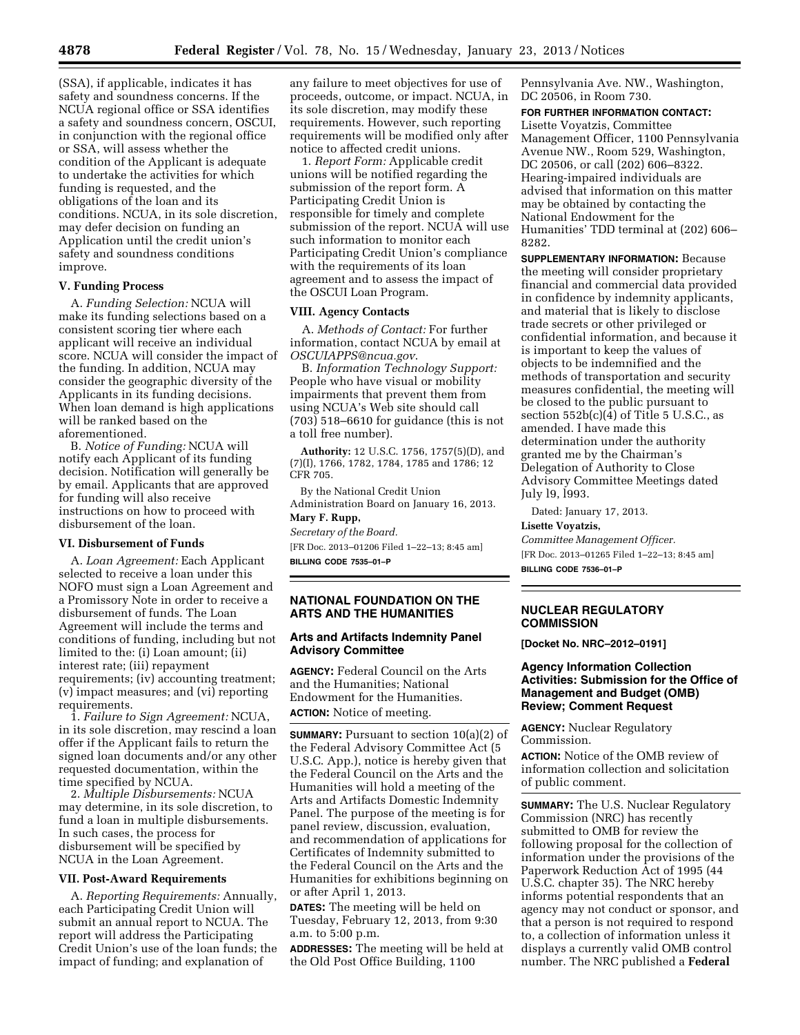(SSA), if applicable, indicates it has safety and soundness concerns. If the NCUA regional office or SSA identifies a safety and soundness concern, OSCUI, in conjunction with the regional office or SSA, will assess whether the condition of the Applicant is adequate to undertake the activities for which funding is requested, and the obligations of the loan and its conditions. NCUA, in its sole discretion, may defer decision on funding an Application until the credit union's safety and soundness conditions improve.

### V. Funding Process

A. *Funding Selection:* NCUA will make its funding selections based on a consistent scoring tier where each applicant will receive an individual score. NCUA will consider the impact of the funding. In addition, NCUA may consider the geographic diversity of the Applicants in its funding decisions. When loan demand is high applications will be ranked based on the aforementioned.

B. *Notice of Funding:* NCUA will notify each Applicant of its funding decision. Notification will generally be by email. Applicants that are approved for funding will also receive instructions on how to proceed with disbursement of the loan.

### VI. Disbursement of Funds

A. *Loan Agreement:* Each Applicant selected to receive a loan under this NOFO must sign a Loan Agreement and a Promissory Note in order to receive a disbursement of funds. The Loan Agreement will include the terms and conditions of funding, including but not limited to the: (i) Loan amount; (ii) interest rate; (iii) repayment requirements; (iv) accounting treatment; (v) impact measures; and (vi) reporting requirements.

1. *Failure to Sign Agreement:* NCUA, in its sole discretion, may rescind a loan offer if the Applicant fails to return the signed loan documents and/or any other requested documentation, within the time specified by NCUA.

2. *Multiple Disbursements:* NCUA may determine, in its sole discretion, to fund a loan in multiple disbursements. In such cases, the process for disbursement will be specified by NCUA in the Loan Agreement.

### VII. Post-Award Requirements

A. *Reporting Requirements:* Annually, each Participating Credit Union will submit an annual report to NCUA. The report will address the Participating Credit Union's use of the loan funds; the impact of funding; and explanation of any failure to meet objectives for use of proceeds, outcome, or impact. NCUA, in its sole discretion, may modify these requirements. However, such reporting requirements will be modified only after notice to affected credit unions.

1. *Report Form:* Applicable credit unions will be notified regarding the submission of the report form. A Participating Credit Union is responsible for timely and complete submission of the report. NCUA will use such information to monitor each Participating Credit Union's compliance with the requirements of its loan agreement and to assess the impact of the OSCUI Loan Program.

### VIII. Agency Contacts

A. *Methods of Contact:* For further information, contact NCUA by email at *OSCUIAPPS@ncua.gov*.

B. *Information Technology Support:* People who have visual or mobility impairments that prevent them from using NCUA's Web site should call (703) 518–6610 for guidance (this is not a toll free number).

**Authority:** 12 U.S.C. 1756, 1757(5)(D), and (7)(I), 1766, 1782, 1784, 1785 and 1786; 12 CFR 705.

By the National Credit Union Administration Board on January 16, 2013.

**Mary F. Rupp,**

*Secretary of the Board.*

[FR Doc. 2013–01206 Filed 1–22–13; 8:45 am]

**BILLING CODE 7535–01–P**

---

## NATIONAL FOUNDATION ON THE ARTS AND THE HUMANITIES

### Arts and Artifacts Indemnity Panel Advisory Committee

**AGENCY:** Federal Council on the Arts and the Humanities; National Endowment for the Humanities.

**ACTION:** Notice of meeting.

**SUMMARY:** Pursuant to section 10(a)(2) of the Federal Advisory Committee Act (5 U.S.C. App.), notice is hereby given that the Federal Council on the Arts and the Humanities will hold a meeting of the Arts and Artifacts Domestic Indemnity Panel. The purpose of the meeting is for panel review, discussion, evaluation, and recommendation of applications for Certificates of Indemnity submitted to the Federal Council on the Arts and the Humanities for exhibitions beginning on or after April 1, 2013.

**DATES:** The meeting will be held on Tuesday, February 12, 2013, from 9:30 a.m. to 5:00 p.m.

**ADDRESSES:** The meeting will be held at the Old Post Office Building, 1100 Pennsylvania Ave. NW., Washington, DC 20506, in Room 730.

**FOR FURTHER INFORMATION CONTACT:** Lisette Voyatzis, Committee Management Officer, 1100 Pennsylvania Avenue NW., Room 529, Washington, DC 20506, or call (202) 606–8322. Hearing-impaired individuals are advised that information on this matter may be obtained by contacting the National Endowment for the Humanities' TDD terminal at (202) 606–8282.

**SUPPLEMENTARY INFORMATION:** Because the meeting will consider proprietary financial and commercial data provided in confidence by indemnity applicants, and material that is likely to disclose trade secrets or other privileged or confidential information, and because it is important to keep the values of objects to be indemnified and the methods of transportation and security measures confidential, the meeting will be closed to the public pursuant to section 552b(c)(4) of Title 5 U.S.C., as amended. I have made this determination under the authority granted me by the Chairman's Delegation of Authority to Close Advisory Committee Meetings dated July l9, l993.

Dated: January 17, 2013.

**Lisette Voyatzis,**

*Committee Management Officer.*

[FR Doc. 2013–01265 Filed 1–22–13; 8:45 am]

**BILLING CODE 7536–01–P**

---

## NUCLEAR REGULATORY COMMISSION

**[Docket No. NRC–2012–0191]**

### Agency Information Collection Activities: Submission for the Office of Management and Budget (OMB) Review; Comment Request

**AGENCY:** Nuclear Regulatory Commission.

**ACTION:** Notice of the OMB review of information collection and solicitation of public comment.

**SUMMARY:** The U.S. Nuclear Regulatory Commission (NRC) has recently submitted to OMB for review the following proposal for the collection of information under the provisions of the Paperwork Reduction Act of 1995 (44 U.S.C. chapter 35). The NRC hereby informs potential respondents that an agency may not conduct or sponsor, and that a person is not required to respond to, a collection of information unless it displays a currently valid OMB control number. The NRC published a **Federal**